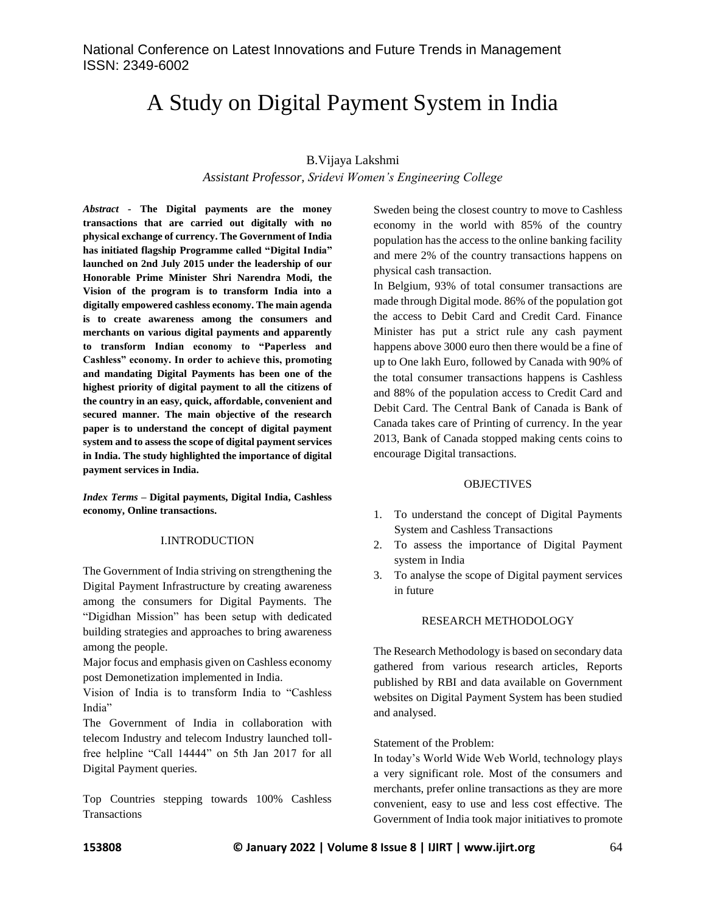# A Study on Digital Payment System in India

B.Vijaya Lakshmi

*Assistant Professor, Sridevi Women's Engineering College*

***Abstract*** - **The Digital payments are the money transactions that are carried out digitally with no physical exchange of currency. The Government of India has initiated flagship Programme called "Digital India" launched on 2nd July 2015 under the leadership of our Honorable Prime Minister Shri Narendra Modi, the Vision of the program is to transform India into a digitally empowered cashless economy. The main agenda is to create awareness among the consumers and merchants on various digital payments and apparently to transform Indian economy to "Paperless and Cashless" economy. In order to achieve this, promoting and mandating Digital Payments has been one of the highest priority of digital payment to all the citizens of the country in an easy, quick, affordable, convenient and secured manner. The main objective of the research paper is to understand the concept of digital payment system and to assess the scope of digital payment services in India. The study highlighted the importance of digital payment services in India.**

***Index Terms*** – **Digital payments, Digital India, Cashless economy, Online transactions.**

## I.INTRODUCTION

The Government of India striving on strengthening the Digital Payment Infrastructure by creating awareness among the consumers for Digital Payments. The "Digidhan Mission" has been setup with dedicated building strategies and approaches to bring awareness among the people.

Major focus and emphasis given on Cashless economy post Demonetization implemented in India.

Vision of India is to transform India to "Cashless India"

The Government of India in collaboration with telecom Industry and telecom Industry launched toll-free helpline "Call 14444" on 5th Jan 2017 for all Digital Payment queries.

Top Countries stepping towards 100% Cashless Transactions

Sweden being the closest country to move to Cashless economy in the world with 85% of the country population has the access to the online banking facility and mere 2% of the country transactions happens on physical cash transaction.

In Belgium, 93% of total consumer transactions are made through Digital mode. 86% of the population got the access to Debit Card and Credit Card. Finance Minister has put a strict rule any cash payment happens above 3000 euro then there would be a fine of up to One lakh Euro, followed by Canada with 90% of the total consumer transactions happens is Cashless and 88% of the population access to Credit Card and Debit Card. The Central Bank of Canada is Bank of Canada takes care of Printing of currency. In the year 2013, Bank of Canada stopped making cents coins to encourage Digital transactions.

## OBJECTIVES

1. To understand the concept of Digital Payments System and Cashless Transactions
2. To assess the importance of Digital Payment system in India
3. To analyse the scope of Digital payment services in future

## RESEARCH METHODOLOGY

The Research Methodology is based on secondary data gathered from various research articles, Reports published by RBI and data available on Government websites on Digital Payment System has been studied and analysed.

Statement of the Problem:

In today's World Wide Web World, technology plays a very significant role. Most of the consumers and merchants, prefer online transactions as they are more convenient, easy to use and less cost effective. The Government of India took major initiatives to promote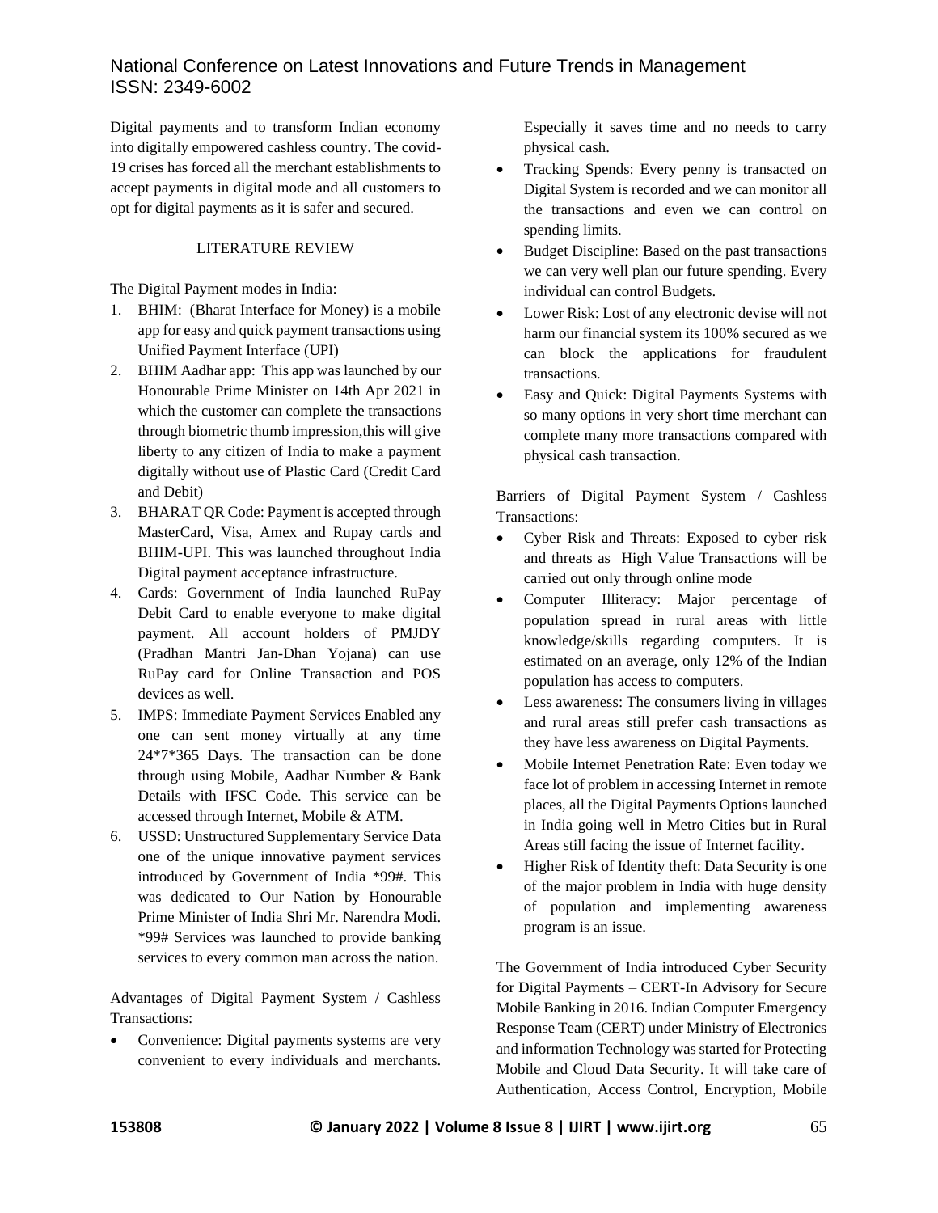Digital payments and to transform Indian economy into digitally empowered cashless country. The covid-19 crises has forced all the merchant establishments to accept payments in digital mode and all customers to opt for digital payments as it is safer and secured.

## LITERATURE REVIEW

The Digital Payment modes in India:

1. BHIM: (Bharat Interface for Money) is a mobile app for easy and quick payment transactions using Unified Payment Interface (UPI)
2. BHIM Aadhar app: This app was launched by our Honourable Prime Minister on 14th Apr 2021 in which the customer can complete the transactions through biometric thumb impression,this will give liberty to any citizen of India to make a payment digitally without use of Plastic Card (Credit Card and Debit)
3. BHARAT QR Code: Payment is accepted through MasterCard, Visa, Amex and Rupay cards and BHIM-UPI. This was launched throughout India Digital payment acceptance infrastructure.
4. Cards: Government of India launched RuPay Debit Card to enable everyone to make digital payment. All account holders of PMJDY (Pradhan Mantri Jan-Dhan Yojana) can use RuPay card for Online Transaction and POS devices as well.
5. IMPS: Immediate Payment Services Enabled any one can sent money virtually at any time 24*7*365 Days. The transaction can be done through using Mobile, Aadhar Number & Bank Details with IFSC Code. This service can be accessed through Internet, Mobile & ATM.
6. USSD: Unstructured Supplementary Service Data one of the unique innovative payment services introduced by Government of India *99#. This was dedicated to Our Nation by Honourable Prime Minister of India Shri Mr. Narendra Modi. *99# Services was launched to provide banking services to every common man across the nation.

Advantages of Digital Payment System / Cashless Transactions:

- Convenience: Digital payments systems are very convenient to every individuals and merchants. Especially it saves time and no needs to carry physical cash.
- Tracking Spends: Every penny is transacted on Digital System is recorded and we can monitor all the transactions and even we can control on spending limits.
- Budget Discipline: Based on the past transactions we can very well plan our future spending. Every individual can control Budgets.
- Lower Risk: Lost of any electronic devise will not harm our financial system its 100% secured as we can block the applications for fraudulent transactions.
- Easy and Quick: Digital Payments Systems with so many options in very short time merchant can complete many more transactions compared with physical cash transaction.

Barriers of Digital Payment System / Cashless Transactions:

- Cyber Risk and Threats: Exposed to cyber risk and threats as High Value Transactions will be carried out only through online mode
- Computer Illiteracy: Major percentage of population spread in rural areas with little knowledge/skills regarding computers. It is estimated on an average, only 12% of the Indian population has access to computers.
- Less awareness: The consumers living in villages and rural areas still prefer cash transactions as they have less awareness on Digital Payments.
- Mobile Internet Penetration Rate: Even today we face lot of problem in accessing Internet in remote places, all the Digital Payments Options launched in India going well in Metro Cities but in Rural Areas still facing the issue of Internet facility.
- Higher Risk of Identity theft: Data Security is one of the major problem in India with huge density of population and implementing awareness program is an issue.

The Government of India introduced Cyber Security for Digital Payments – CERT-In Advisory for Secure Mobile Banking in 2016. Indian Computer Emergency Response Team (CERT) under Ministry of Electronics and information Technology was started for Protecting Mobile and Cloud Data Security. It will take care of Authentication, Access Control, Encryption, Mobile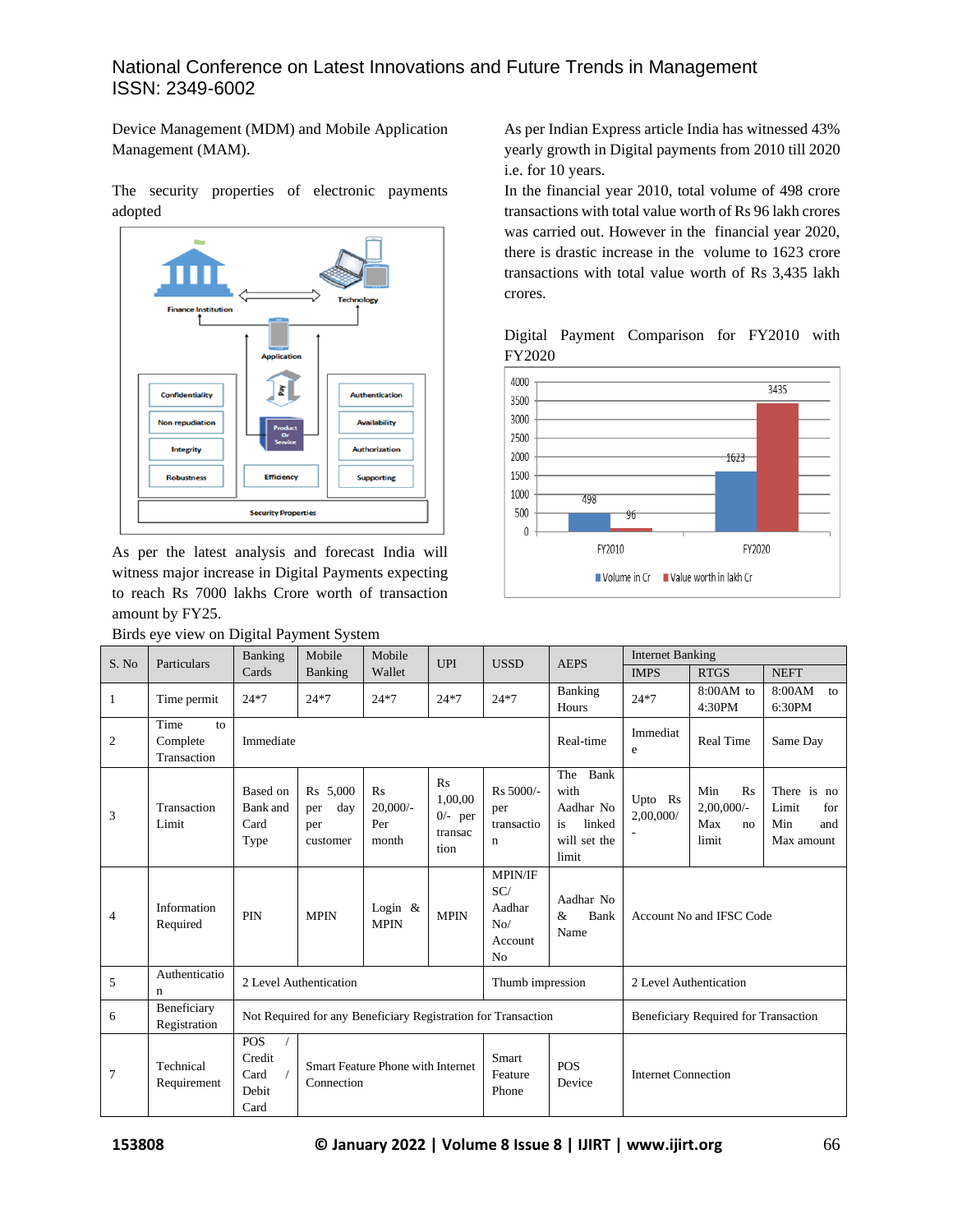Device Management (MDM) and Mobile Application Management (MAM).

The security properties of electronic payments adopted

As per the latest analysis and forecast India will witness major increase in Digital Payments expecting to reach Rs 7000 lakhs Crore worth of transaction amount by FY25.

As per Indian Express article India has witnessed 43% yearly growth in Digital payments from 2010 till 2020 i.e. for 10 years.

In the financial year 2010, total volume of 498 crore transactions with total value worth of Rs 96 lakh crores was carried out. However in the financial year 2020, there is drastic increase in the volume to 1623 crore transactions with total value worth of Rs 3,435 lakh crores.

Digital Payment Comparison for FY2010 with FY2020

Birds eye view on Digital Payment System

| S. No | Particulars | Banking Cards | Mobile Banking | Mobile Wallet | UPI | USSD | AEPS | Internet Banking | | |
|---|---|---|---|---|---|---|---|---|---|---|
| | | | | | | | | IMPS | RTGS | NEFT |
| 1 | Time permit | 24*7 | 24*7 | 24*7 | 24*7 | 24*7 | Banking Hours | 24*7 | 8:00AM to 4:30PM | 8:00AM to 6:30PM |
| 2 | Time to Complete Transaction | Immediate | | | | | Real-time | Immediate | Real Time | Same Day |
| 3 | Transaction Limit | Based on Bank and Card Type | Rs 5,000 per day per customer | Rs 20,000/- Per month | Rs 1,00,000/- per transaction | Rs 5000/- per transaction | The Bank with Aadhar No is linked will set the limit | Upto Rs 2,00,000/- | Min Rs 2,00,000/- Max no limit | There is no Limit for Min and Max amount |
| 4 | Information Required | PIN | MPIN | Login & MPIN | MPIN | MPIN/IFSC/ Aadhar No/ Account No | Aadhar No & Bank Name | Account No and IFSC Code | | |
| 5 | Authentication | 2 Level Authentication | | | | Thumb impression | | 2 Level Authentication | | |
| 6 | Beneficiary Registration | Not Required for any Beneficiary Registration for Transaction | | | | | | Beneficiary Required for Transaction | | |
| 7 | Technical Requirement | POS / Credit Card / Debit Card | Smart Feature Phone with Internet Connection | | | Smart Feature Phone | POS Device | Internet Connection | | |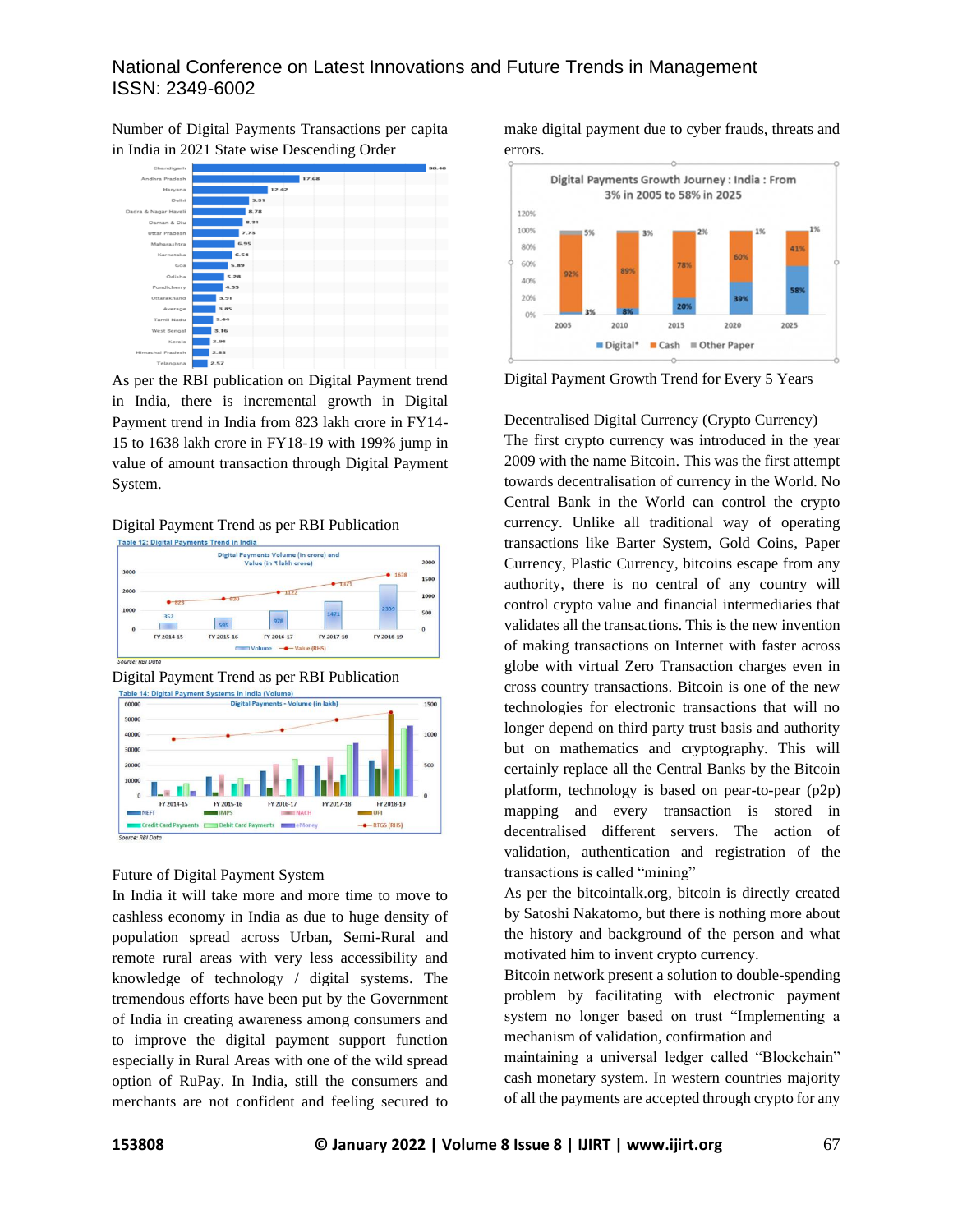Number of Digital Payments Transactions per capita in India in 2021 State wise Descending Order

As per the RBI publication on Digital Payment trend in India, there is incremental growth in Digital Payment trend in India from 823 lakh crore in FY14-15 to 1638 lakh crore in FY18-19 with 199% jump in value of amount transaction through Digital Payment System.

Digital Payment Trend as per RBI Publication

Digital Payment Trend as per RBI Publication

## Future of Digital Payment System

In India it will take more and more time to move to cashless economy in India as due to huge density of population spread across Urban, Semi-Rural and remote rural areas with very less accessibility and knowledge of technology / digital systems. The tremendous efforts have been put by the Government of India in creating awareness among consumers and to improve the digital payment support function especially in Rural Areas with one of the wild spread option of RuPay. In India, still the consumers and merchants are not confident and feeling secured to make digital payment due to cyber frauds, threats and errors.

Digital Payment Growth Trend for Every 5 Years

## Decentralised Digital Currency (Crypto Currency)

The first crypto currency was introduced in the year 2009 with the name Bitcoin. This was the first attempt towards decentralisation of currency in the World. No Central Bank in the World can control the crypto currency. Unlike all traditional way of operating transactions like Barter System, Gold Coins, Paper Currency, Plastic Currency, bitcoins escape from any authority, there is no central of any country will control crypto value and financial intermediaries that validates all the transactions. This is the new invention of making transactions on Internet with faster across globe with virtual Zero Transaction charges even in cross country transactions. Bitcoin is one of the new technologies for electronic transactions that will no longer depend on third party trust basis and authority but on mathematics and cryptography. This will certainly replace all the Central Banks by the Bitcoin platform, technology is based on pear-to-pear (p2p) mapping and every transaction is stored in decentralised different servers. The action of validation, authentication and registration of the transactions is called "mining"

As per the bitcointalk.org, bitcoin is directly created by Satoshi Nakatomo, but there is nothing more about the history and background of the person and what motivated him to invent crypto currency.

Bitcoin network present a solution to double-spending problem by facilitating with electronic payment system no longer based on trust "Implementing a mechanism of validation, confirmation and maintaining a universal ledger called "Blockchain" cash monetary system. In western countries majority of all the payments are accepted through crypto for any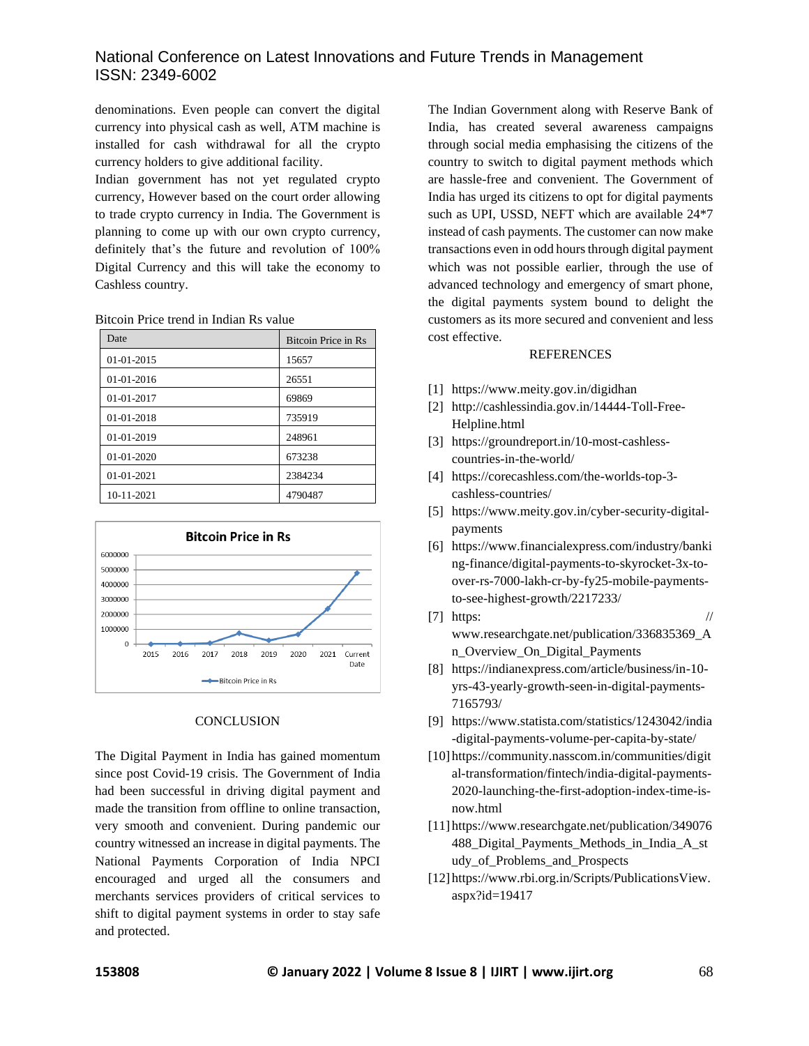denominations. Even people can convert the digital currency into physical cash as well, ATM machine is installed for cash withdrawal for all the crypto currency holders to give additional facility.

Indian government has not yet regulated crypto currency, However based on the court order allowing to trade crypto currency in India. The Government is planning to come up with our own crypto currency, definitely that's the future and revolution of 100% Digital Currency and this will take the economy to Cashless country.

Bitcoin Price trend in Indian Rs value

| Date | Bitcoin Price in Rs |
|---|---|
| 01-01-2015 | 15657 |
| 01-01-2016 | 26551 |
| 01-01-2017 | 69869 |
| 01-01-2018 | 735919 |
| 01-01-2019 | 248961 |
| 01-01-2020 | 673238 |
| 01-01-2021 | 2384234 |
| 10-11-2021 | 4790487 |

Bitcoin Price in Rs

6000000
5000000
4000000
3000000
2000000
1000000
0

2015 2016 2017 2018 2019 2020 2021 Current Date

Bitcoin Price in Rs

## CONCLUSION

The Digital Payment in India has gained momentum since post Covid-19 crisis. The Government of India had been successful in driving digital payment and made the transition from offline to online transaction, very smooth and convenient. During pandemic our country witnessed an increase in digital payments. The National Payments Corporation of India NPCI encouraged and urged all the consumers and merchants services providers of critical services to shift to digital payment systems in order to stay safe and protected.

The Indian Government along with Reserve Bank of India, has created several awareness campaigns through social media emphasising the citizens of the country to switch to digital payment methods which are hassle-free and convenient. The Government of India has urged its citizens to opt for digital payments such as UPI, USSD, NEFT which are available 24*7 instead of cash payments. The customer can now make transactions even in odd hours through digital payment which was not possible earlier, through the use of advanced technology and emergency of smart phone, the digital payments system bound to delight the customers as its more secured and convenient and less cost effective.

## REFERENCES

[1] https://www.meity.gov.in/digidhan

[2] http://cashlessindia.gov.in/14444-Toll-Free-Helpline.html

[3] https://groundreport.in/10-most-cashless-countries-in-the-world/

[4] https://corecashless.com/the-worlds-top-3-cashless-countries/

[5] https://www.meity.gov.in/cyber-security-digital-payments

[6] https://www.financialexpress.com/industry/banking-finance/digital-payments-to-skyrocket-3x-to-over-rs-7000-lakh-cr-by-fy25-mobile-payments-to-see-highest-growth/2217233/

[7] https: // www.researchgate.net/publication/336835369_An_Overview_On_Digital_Payments

[8] https://indianexpress.com/article/business/in-10-yrs-43-yearly-growth-seen-in-digital-payments-7165793/

[9] https://www.statista.com/statistics/1243042/india-digital-payments-volume-per-capita-by-state/

[10] https://community.nasscom.in/communities/digital-transformation/fintech/india-digital-payments-2020-launching-the-first-adoption-index-time-is-now.html

[11] https://www.researchgate.net/publication/349076488_Digital_Payments_Methods_in_India_A_study_of_Problems_and_Prospects

[12] https://www.rbi.org.in/Scripts/PublicationsView.aspx?id=19417